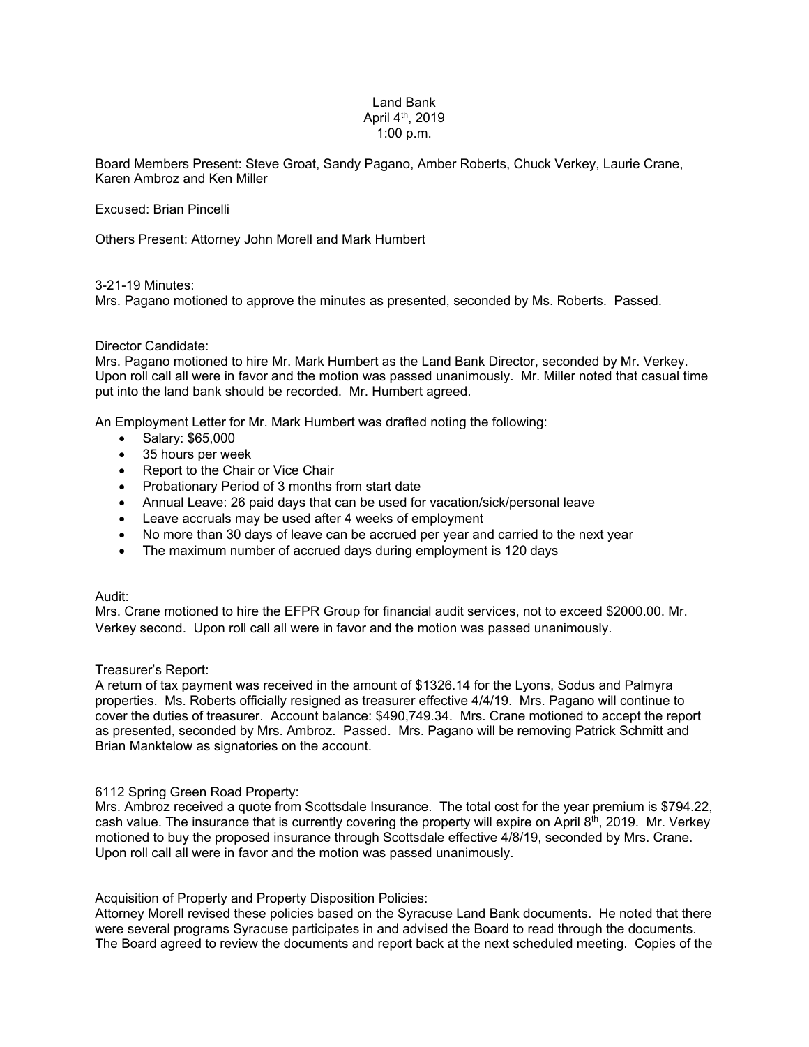Land Bank
April 4th, 2019
1:00 p.m.

Board Members Present: Steve Groat, Sandy Pagano, Amber Roberts, Chuck Verkey, Laurie Crane, Karen Ambroz and Ken Miller

Excused: Brian Pincelli

Others Present: Attorney John Morell and Mark Humbert

3-21-19 Minutes:
Mrs. Pagano motioned to approve the minutes as presented, seconded by Ms. Roberts. Passed.

Director Candidate:
Mrs. Pagano motioned to hire Mr. Mark Humbert as the Land Bank Director, seconded by Mr. Verkey. Upon roll call all were in favor and the motion was passed unanimously. Mr. Miller noted that casual time put into the land bank should be recorded. Mr. Humbert agreed.

An Employment Letter for Mr. Mark Humbert was drafted noting the following:

- Salary: $65,000
- 35 hours per week
- Report to the Chair or Vice Chair
- Probationary Period of 3 months from start date
- Annual Leave: 26 paid days that can be used for vacation/sick/personal leave
- Leave accruals may be used after 4 weeks of employment
- No more than 30 days of leave can be accrued per year and carried to the next year
- The maximum number of accrued days during employment is 120 days

Audit:
Mrs. Crane motioned to hire the EFPR Group for financial audit services, not to exceed $2000.00. Mr. Verkey second. Upon roll call all were in favor and the motion was passed unanimously.

Treasurer's Report:
A return of tax payment was received in the amount of $1326.14 for the Lyons, Sodus and Palmyra properties. Ms. Roberts officially resigned as treasurer effective 4/4/19. Mrs. Pagano will continue to cover the duties of treasurer. Account balance: $490,749.34. Mrs. Crane motioned to accept the report as presented, seconded by Mrs. Ambroz. Passed. Mrs. Pagano will be removing Patrick Schmitt and Brian Manktelow as signatories on the account.

6112 Spring Green Road Property:
Mrs. Ambroz received a quote from Scottsdale Insurance. The total cost for the year premium is $794.22, cash value. The insurance that is currently covering the property will expire on April 8th, 2019. Mr. Verkey motioned to buy the proposed insurance through Scottsdale effective 4/8/19, seconded by Mrs. Crane. Upon roll call all were in favor and the motion was passed unanimously.

Acquisition of Property and Property Disposition Policies:
Attorney Morell revised these policies based on the Syracuse Land Bank documents. He noted that there were several programs Syracuse participates in and advised the Board to read through the documents. The Board agreed to review the documents and report back at the next scheduled meeting. Copies of the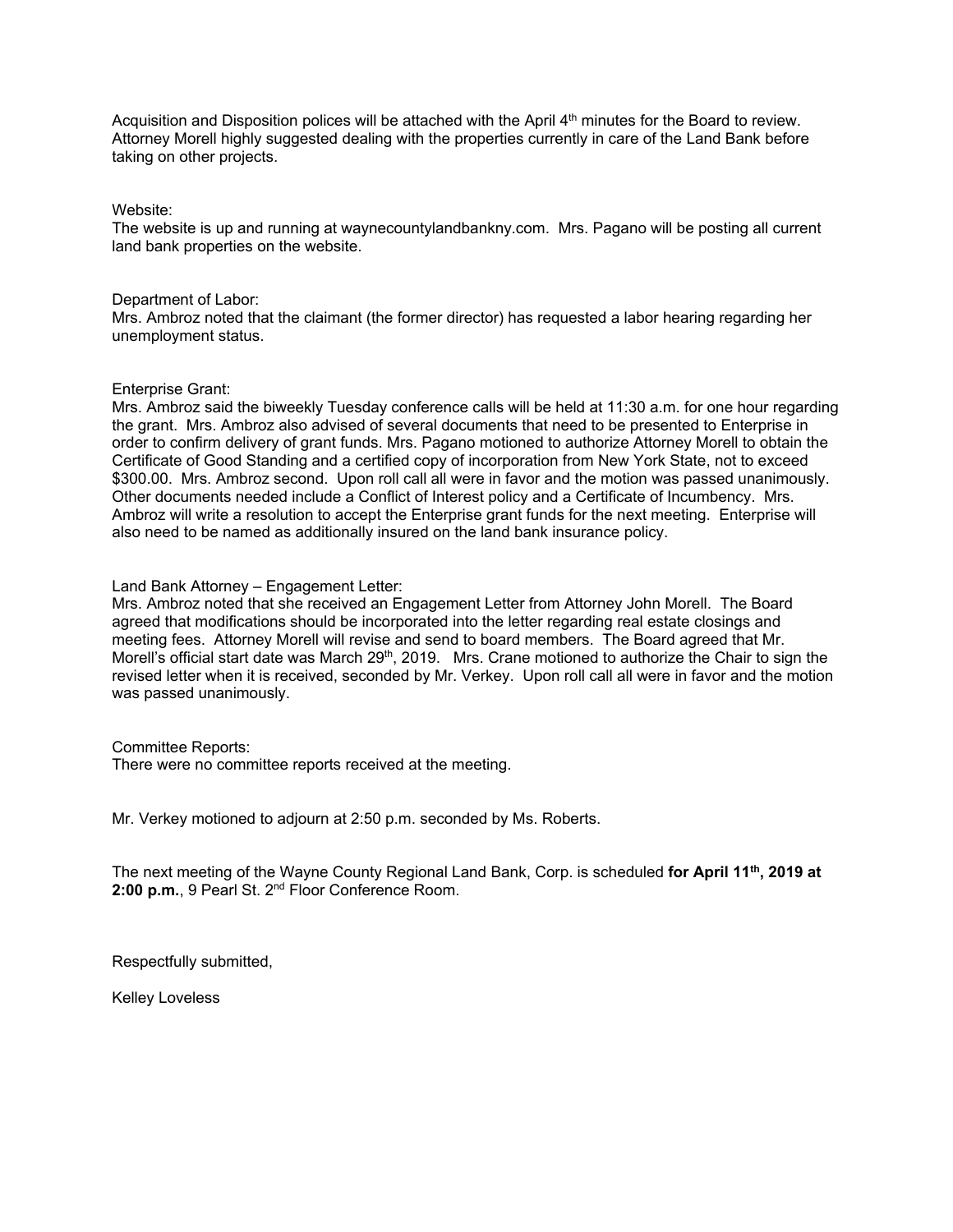Acquisition and Disposition polices will be attached with the April 4th minutes for the Board to review. Attorney Morell highly suggested dealing with the properties currently in care of the Land Bank before taking on other projects.

Website:
The website is up and running at waynecountylandbankny.com. Mrs. Pagano will be posting all current land bank properties on the website.

Department of Labor:
Mrs. Ambroz noted that the claimant (the former director) has requested a labor hearing regarding her unemployment status.

Enterprise Grant:
Mrs. Ambroz said the biweekly Tuesday conference calls will be held at 11:30 a.m. for one hour regarding the grant. Mrs. Ambroz also advised of several documents that need to be presented to Enterprise in order to confirm delivery of grant funds. Mrs. Pagano motioned to authorize Attorney Morell to obtain the Certificate of Good Standing and a certified copy of incorporation from New York State, not to exceed $300.00. Mrs. Ambroz second. Upon roll call all were in favor and the motion was passed unanimously. Other documents needed include a Conflict of Interest policy and a Certificate of Incumbency. Mrs. Ambroz will write a resolution to accept the Enterprise grant funds for the next meeting. Enterprise will also need to be named as additionally insured on the land bank insurance policy.

Land Bank Attorney – Engagement Letter:
Mrs. Ambroz noted that she received an Engagement Letter from Attorney John Morell. The Board agreed that modifications should be incorporated into the letter regarding real estate closings and meeting fees. Attorney Morell will revise and send to board members. The Board agreed that Mr. Morell's official start date was March 29th, 2019. Mrs. Crane motioned to authorize the Chair to sign the revised letter when it is received, seconded by Mr. Verkey. Upon roll call all were in favor and the motion was passed unanimously.

Committee Reports:
There were no committee reports received at the meeting.

Mr. Verkey motioned to adjourn at 2:50 p.m. seconded by Ms. Roberts.

The next meeting of the Wayne County Regional Land Bank, Corp. is scheduled **for April 11th, 2019 at 2:00 p.m.**, 9 Pearl St. 2nd Floor Conference Room.

Respectfully submitted,

Kelley Loveless